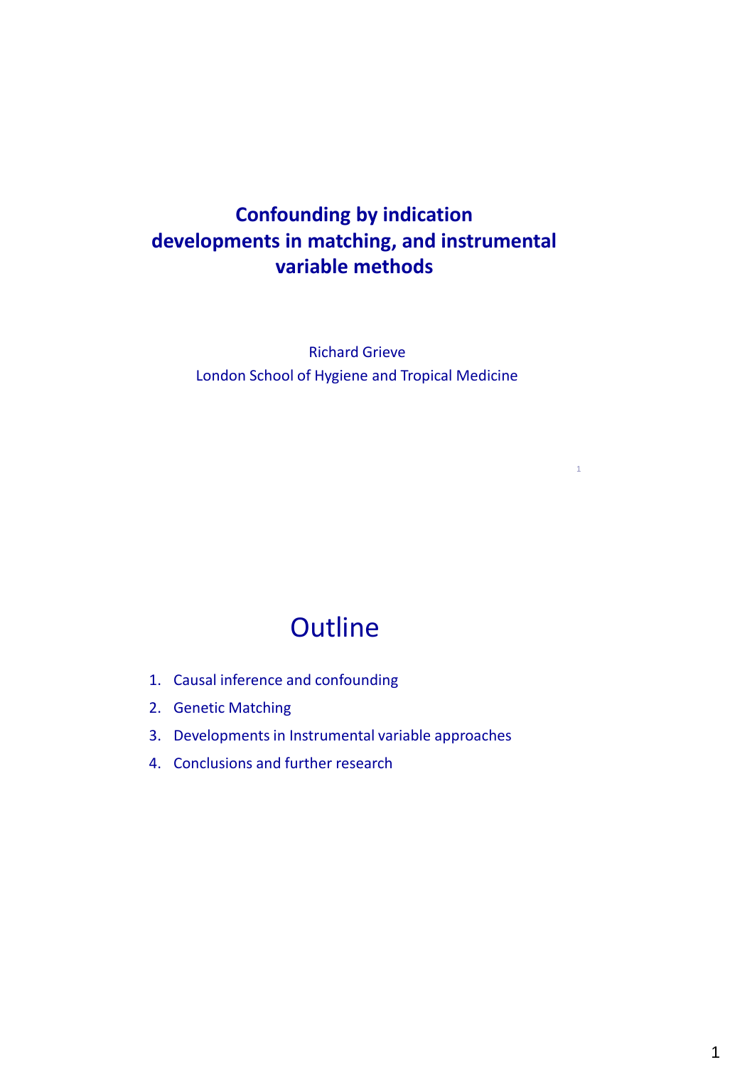# Confounding by indication developments in matching, and instrumental variable methods

Richard Grieve
London School of Hygiene and Tropical Medicine

## Outline

1. Causal inference and confounding
2. Genetic Matching
3. Developments in Instrumental variable approaches
4. Conclusions and further research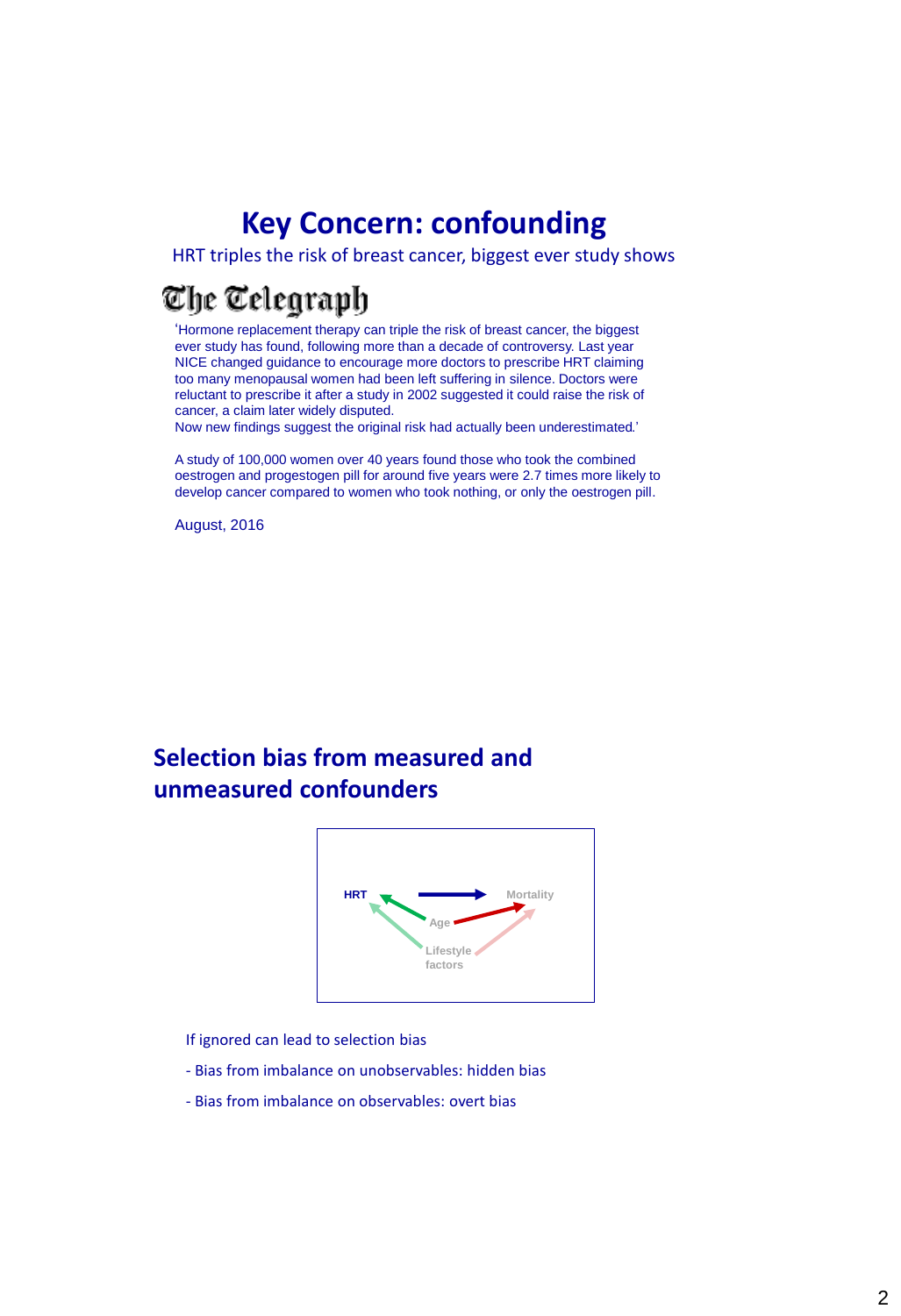# Key Concern: confounding

HRT triples the risk of breast cancer, biggest ever study shows

The Telegraph

'Hormone replacement therapy can triple the risk of breast cancer, the biggest ever study has found, following more than a decade of controversy. Last year NICE changed guidance to encourage more doctors to prescribe HRT claiming too many menopausal women had been left suffering in silence. Doctors were reluctant to prescribe it after a study in 2002 suggested it could raise the risk of cancer, a claim later widely disputed.
Now new findings suggest the original risk had actually been underestimated.'

A study of 100,000 women over 40 years found those who took the combined oestrogen and progestogen pill for around five years were 2.7 times more likely to develop cancer compared to women who took nothing, or only the oestrogen pill.

August, 2016

# Selection bias from measured and unmeasured confounders

HRT → Mortality

Age → HRT; Age → Mortality

Lifestyle factors → HRT; Lifestyle factors → Mortality

If ignored can lead to selection bias

- Bias from imbalance on unobservables: hidden bias
- Bias from imbalance on observables: overt bias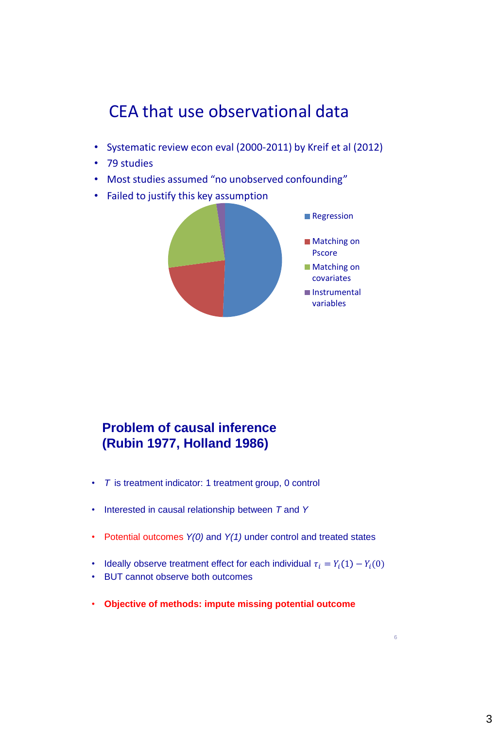## CEA that use observational data

- Systematic review econ eval (2000-2011) by Kreif et al (2012)
- 79 studies
- Most studies assumed “no unobserved confounding”
- Failed to justify this key assumption

Regression

Matching on Pscore

Matching on covariates

Instrumental variables

## Problem of causal inference (Rubin 1977, Holland 1986)

- *T* is treatment indicator: 1 treatment group, 0 control
- Interested in causal relationship between *T* and *Y*
- Potential outcomes *Y(0)* and *Y(1)* under control and treated states
- Ideally observe treatment effect for each individual $\tau_i = Y_i(1) - Y_i(0)$
- BUT cannot observe both outcomes
- **Objective of methods: impute missing potential outcome**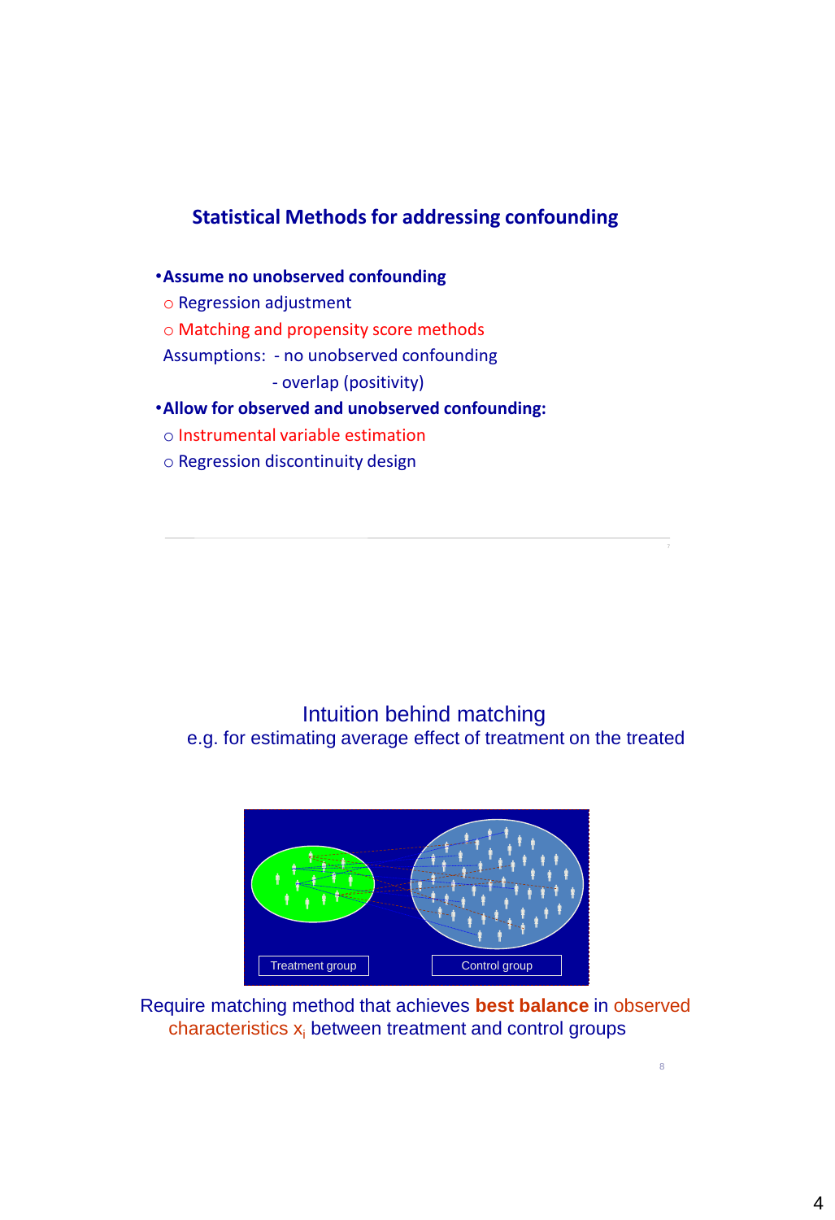## Statistical Methods for addressing confounding

- **Assume no unobserved confounding**
  - Regression adjustment
  - Matching and propensity score methods

  Assumptions: - no unobserved confounding
  
  - overlap (positivity)
- **Allow for observed and unobserved confounding:**
  - Instrumental variable estimation
  - Regression discontinuity design

## Intuition behind matching

e.g. for estimating average effect of treatment on the treated

Treatment group

Control group

Require matching method that achieves **best balance** in observed characteristics $x_i$ between treatment and control groups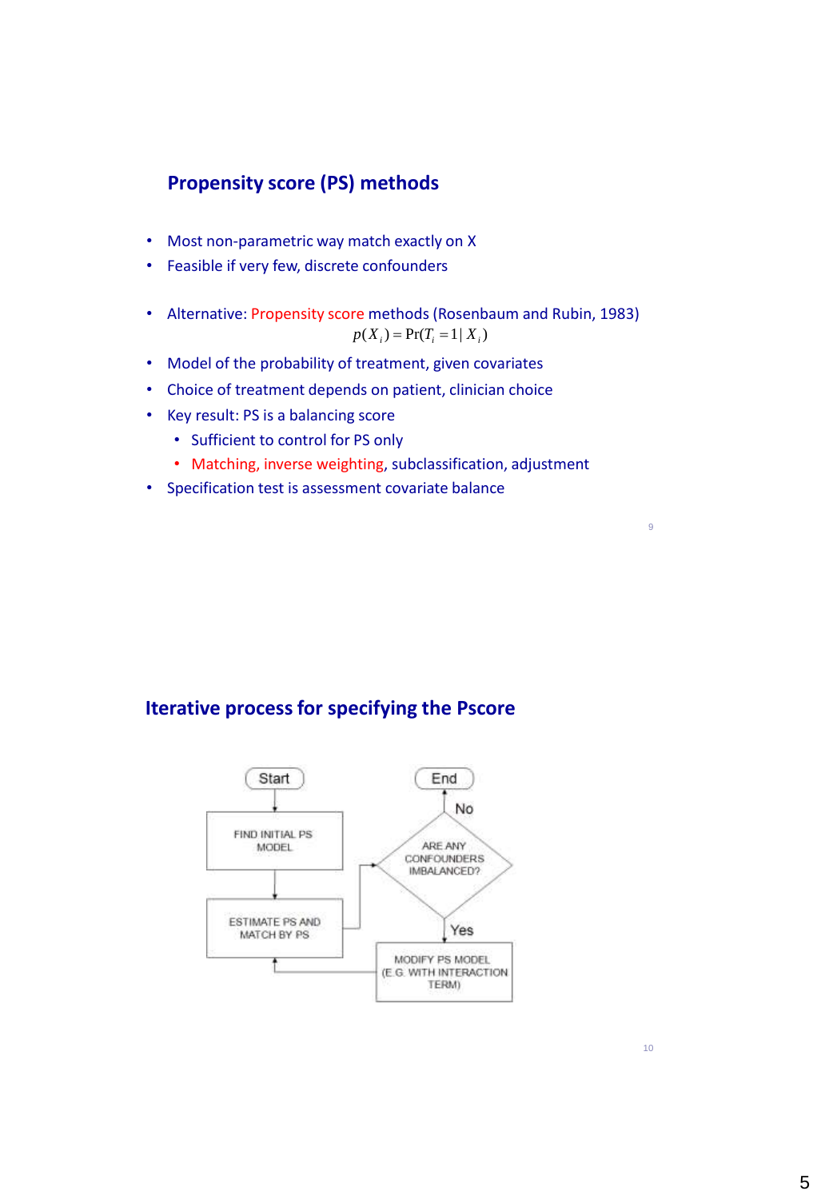## Propensity score (PS) methods

- Most non-parametric way match exactly on X
- Feasible if very few, discrete confounders

- Alternative: Propensity score methods (Rosenbaum and Rubin, 1983)

$$p(X_i) = \Pr(T_i = 1 | X_i)$$

- Model of the probability of treatment, given covariates
- Choice of treatment depends on patient, clinician choice
- Key result: PS is a balancing score
  - Sufficient to control for PS only
  - Matching, inverse weighting, subclassification, adjustment
- Specification test is assessment covariate balance

## Iterative process for specifying the Pscore

Start → FIND INITIAL PS MODEL → ESTIMATE PS AND MATCH BY PS → ARE ANY CONFOUNDERS IMBALANCED?

- No → End
- Yes → MODIFY PS MODEL (E.G. WITH INTERACTION TERM) → ESTIMATE PS AND MATCH BY PS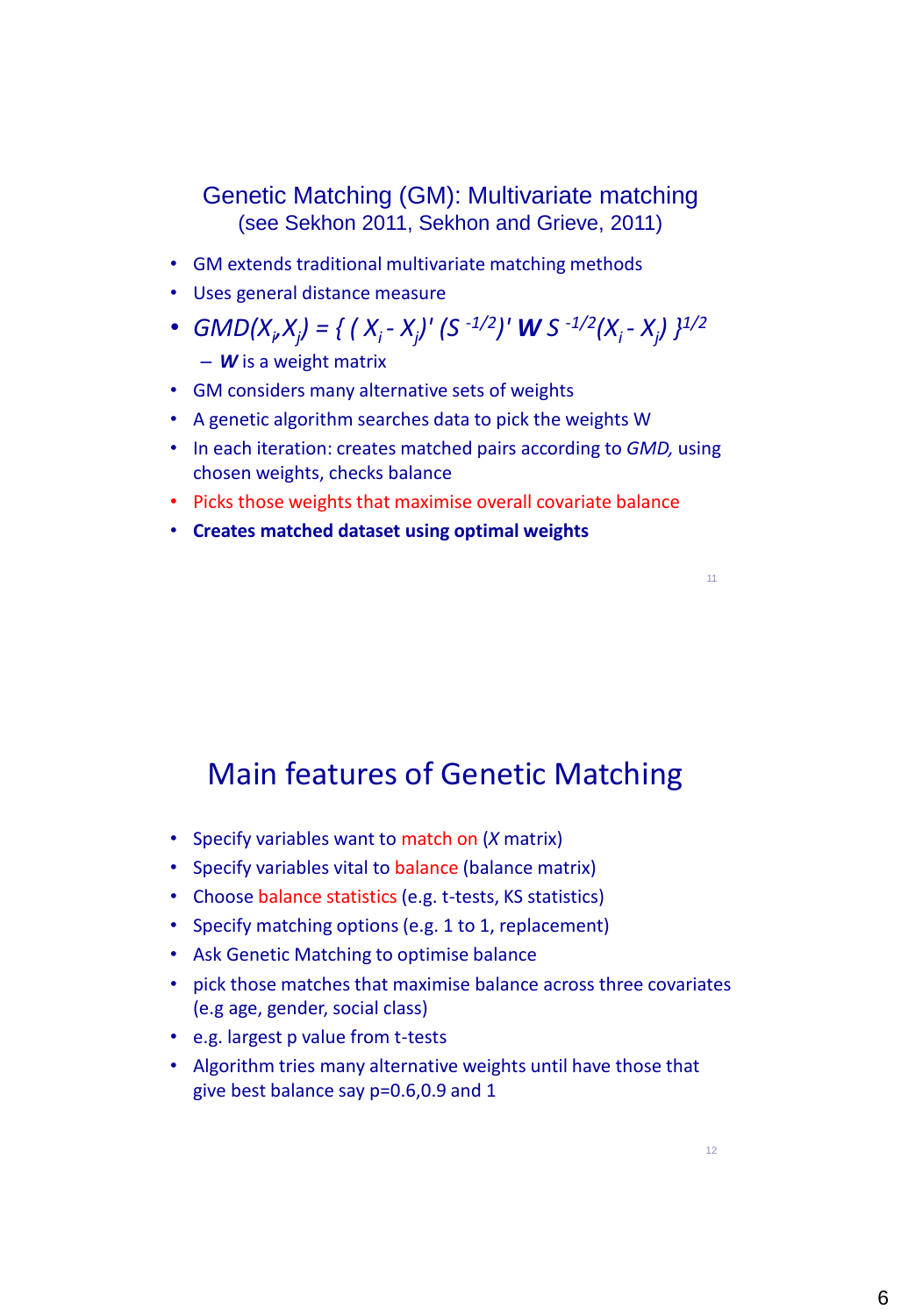## Genetic Matching (GM): Multivariate matching
(see Sekhon 2011, Sekhon and Grieve, 2011)

- GM extends traditional multivariate matching methods
- Uses general distance measure
- $GMD(X_i, X_j) = \{ (X_i - X_j)' (S^{-1/2})' \mathbf{W} S^{-1/2} (X_i - X_j) \}^{1/2}$
  - ***W*** is a weight matrix
- GM considers many alternative sets of weights
- A genetic algorithm searches data to pick the weights W
- In each iteration: creates matched pairs according to *GMD,* using chosen weights, checks balance
- Picks those weights that maximise overall covariate balance
- **Creates matched dataset using optimal weights**

## Main features of Genetic Matching

- Specify variables want to match on (*X* matrix)
- Specify variables vital to balance (balance matrix)
- Choose balance statistics (e.g. t-tests, KS statistics)
- Specify matching options (e.g. 1 to 1, replacement)
- Ask Genetic Matching to optimise balance
- pick those matches that maximise balance across three covariates (e.g age, gender, social class)
- e.g. largest p value from t-tests
- Algorithm tries many alternative weights until have those that give best balance say p=0.6,0.9 and 1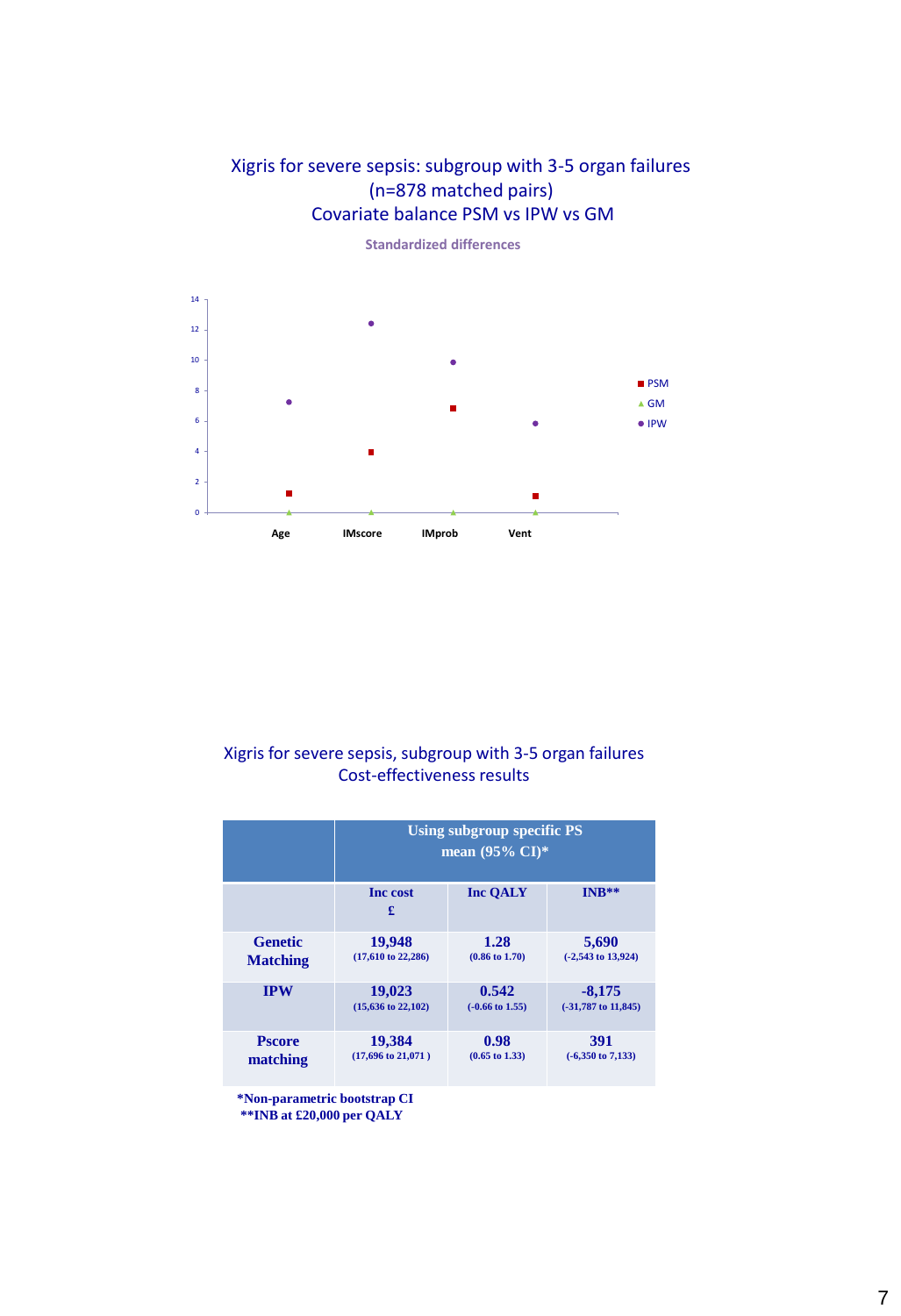## Xigris for severe sepsis: subgroup with 3-5 organ failures (n=878 matched pairs)
## Covariate balance PSM vs IPW vs GM

Standardized differences

| | Age | IMscore | IMprob | Vent |
|---|---|---|---|---|
| PSM | 1.2 | 3.9 | 6.8 | 1.0 |
| GM | 0 | 0 | 0 | 0 |
| IPW | 7.2 | 12.4 | 9.8 | 5.8 |

## Xigris for severe sepsis, subgroup with 3-5 organ failures
## Cost-effectiveness results

| | Using subgroup specific PS mean (95% CI)* | | |
|---|---|---|---|
| | **Inc cost £** | **Inc QALY** | **INB**** |
| **Genetic Matching** | **19,948** (17,610 to 22,286) | **1.28** (0.86 to 1.70) | **5,690** (-2,543 to 13,924) |
| **IPW** | **19,023** (15,636 to 22,102) | **0.542** (-0.66 to 1.55) | **-8,175** (-31,787 to 11,845) |
| **Pscore matching** | **19,384** (17,696 to 21,071 ) | **0.98** (0.65 to 1.33) | **391** (-6,350 to 7,133) |

*Non-parametric bootstrap CI
**INB at £20,000 per QALY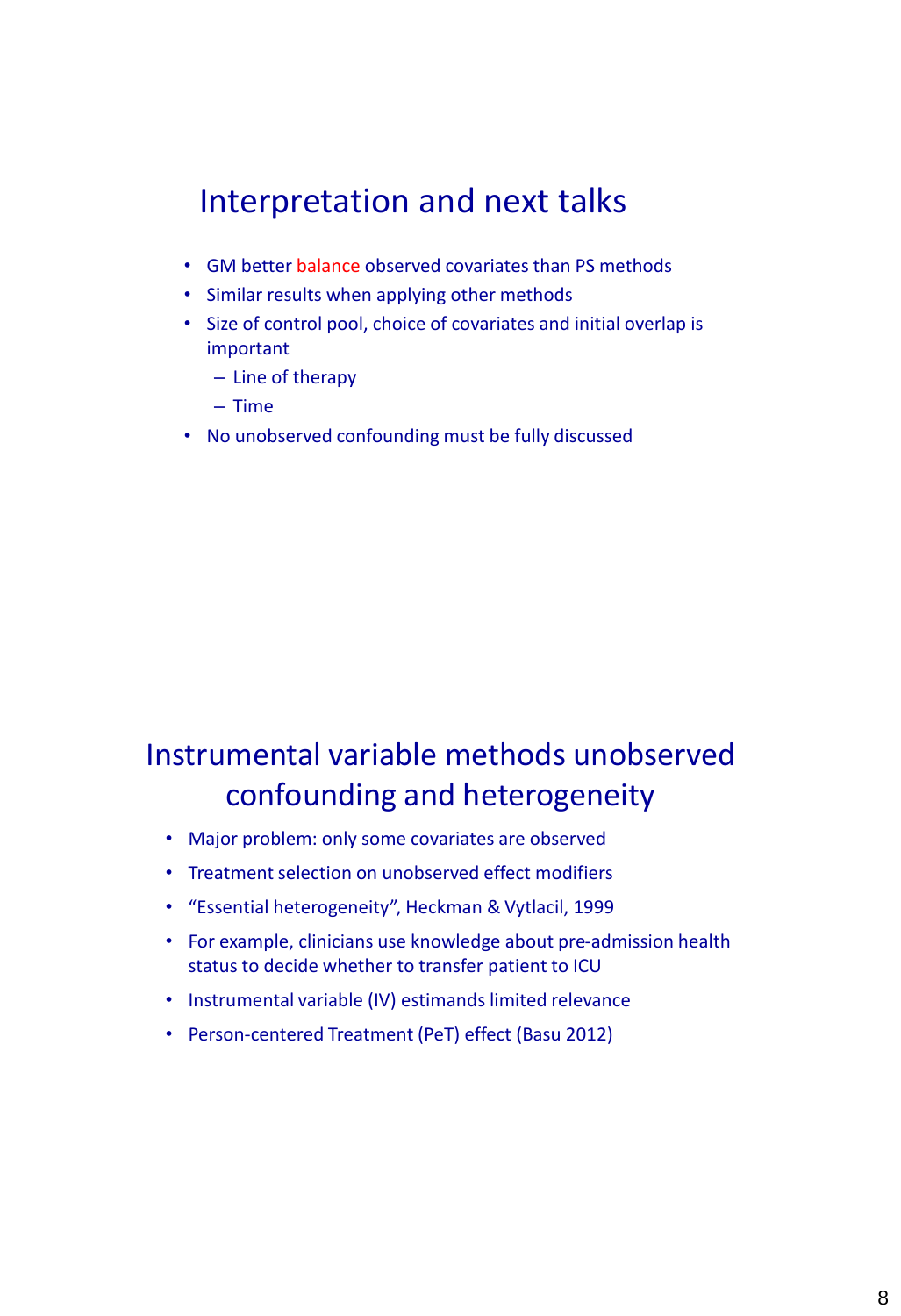## Interpretation and next talks

- GM better balance observed covariates than PS methods
- Similar results when applying other methods
- Size of control pool, choice of covariates and initial overlap is important
  - Line of therapy
  - Time
- No unobserved confounding must be fully discussed

## Instrumental variable methods unobserved confounding and heterogeneity

- Major problem: only some covariates are observed
- Treatment selection on unobserved effect modifiers
- "Essential heterogeneity", Heckman & Vytlacil, 1999
- For example, clinicians use knowledge about pre-admission health status to decide whether to transfer patient to ICU
- Instrumental variable (IV) estimands limited relevance
- Person-centered Treatment (PeT) effect (Basu 2012)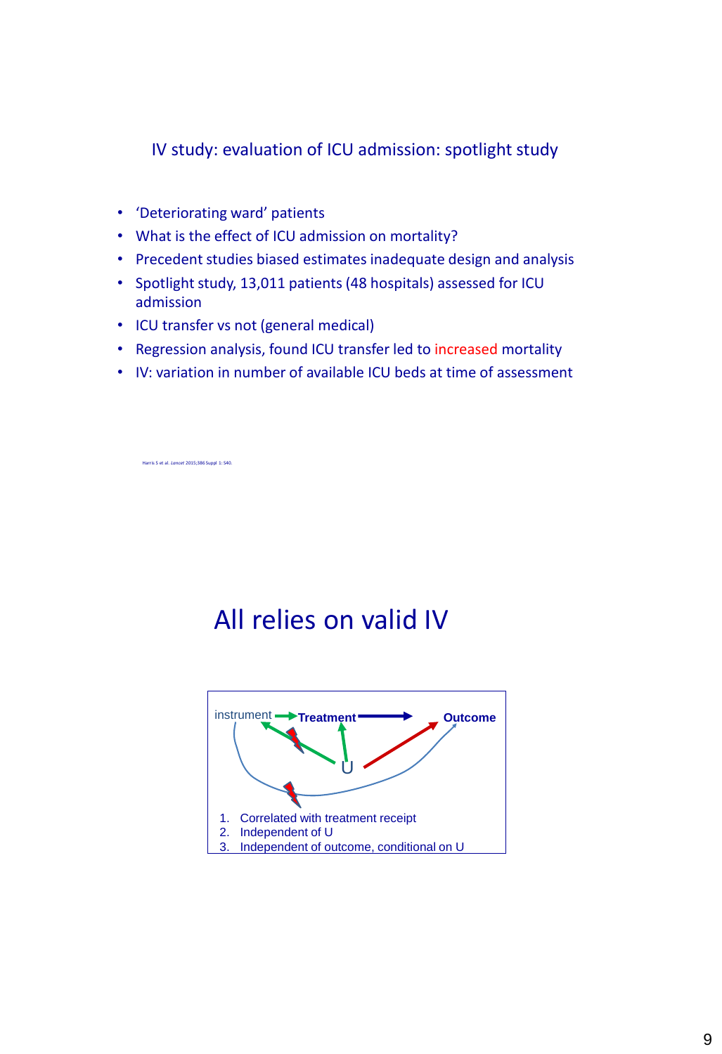## IV study: evaluation of ICU admission: spotlight study

- 'Deteriorating ward' patients
- What is the effect of ICU admission on mortality?
- Precedent studies biased estimates inadequate design and analysis
- Spotlight study, 13,011 patients (48 hospitals) assessed for ICU admission
- ICU transfer vs not (general medical)
- Regression analysis, found ICU transfer led to increased mortality
- IV: variation in number of available ICU beds at time of assessment

Harris S et al. *Lancet* 2015;386 Suppl 1: S40.

# All relies on valid IV

instrument → Treatment → Outcome

U

1. Correlated with treatment receipt
2. Independent of U
3. Independent of outcome, conditional on U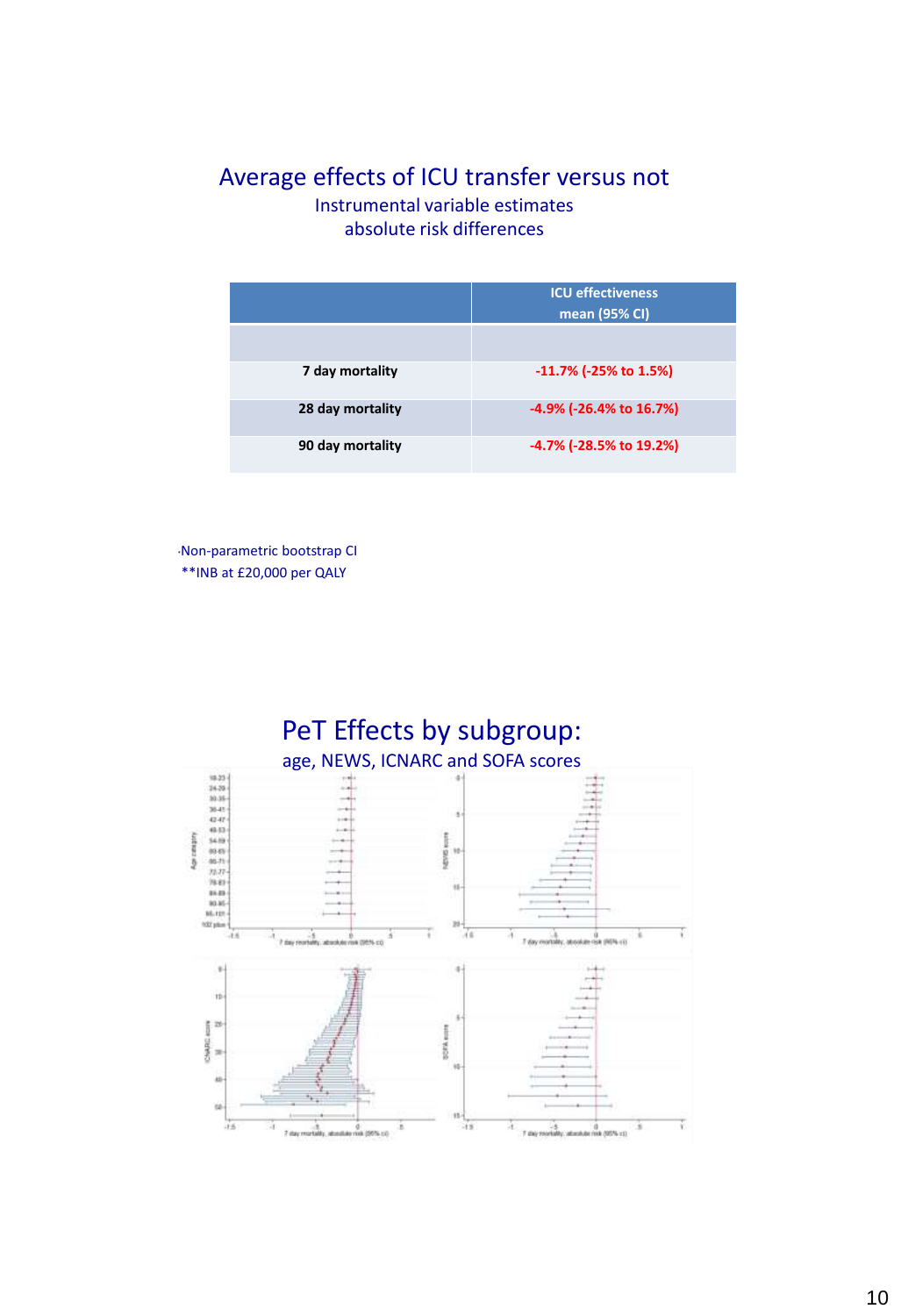# Average effects of ICU transfer versus not

Instrumental variable estimates
absolute risk differences

| | ICU effectiveness mean (95% CI) |
|---|---|
| | |
| **7 day mortality** | **-11.7% (-25% to 1.5%)** |
| **28 day mortality** | **-4.9% (-26.4% to 16.7%)** |
| **90 day mortality** | **-4.7% (-28.5% to 19.2%)** |

·Non-parametric bootstrap CI
**INB at £20,000 per QALY

# PeT Effects by subgroup:

age, NEWS, ICNARC and SOFA scores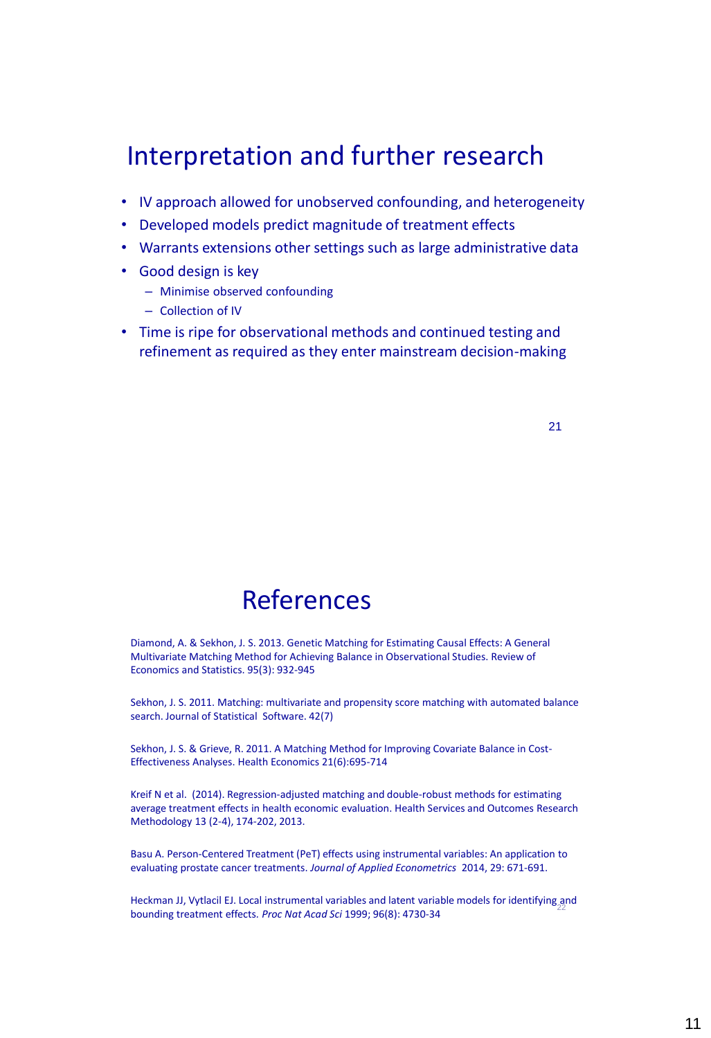# Interpretation and further research

- IV approach allowed for unobserved confounding, and heterogeneity
- Developed models predict magnitude of treatment effects
- Warrants extensions other settings such as large administrative data
- Good design is key
  - Minimise observed confounding
  - Collection of IV
- Time is ripe for observational methods and continued testing and refinement as required as they enter mainstream decision-making

# References

Diamond, A. & Sekhon, J. S. 2013. Genetic Matching for Estimating Causal Effects: A General Multivariate Matching Method for Achieving Balance in Observational Studies. Review of Economics and Statistics. 95(3): 932-945

Sekhon, J. S. 2011. Matching: multivariate and propensity score matching with automated balance search. Journal of Statistical Software. 42(7)

Sekhon, J. S. & Grieve, R. 2011. A Matching Method for Improving Covariate Balance in Cost-Effectiveness Analyses. Health Economics 21(6):695-714

Kreif N et al. (2014). Regression-adjusted matching and double-robust methods for estimating average treatment effects in health economic evaluation. Health Services and Outcomes Research Methodology 13 (2-4), 174-202, 2013.

Basu A. Person-Centered Treatment (PeT) effects using instrumental variables: An application to evaluating prostate cancer treatments. *Journal of Applied Econometrics* 2014, 29: 671-691.

Heckman JJ, Vytlacil EJ. Local instrumental variables and latent variable models for identifying and bounding treatment effects. *Proc Nat Acad Sci* 1999; 96(8): 4730-34